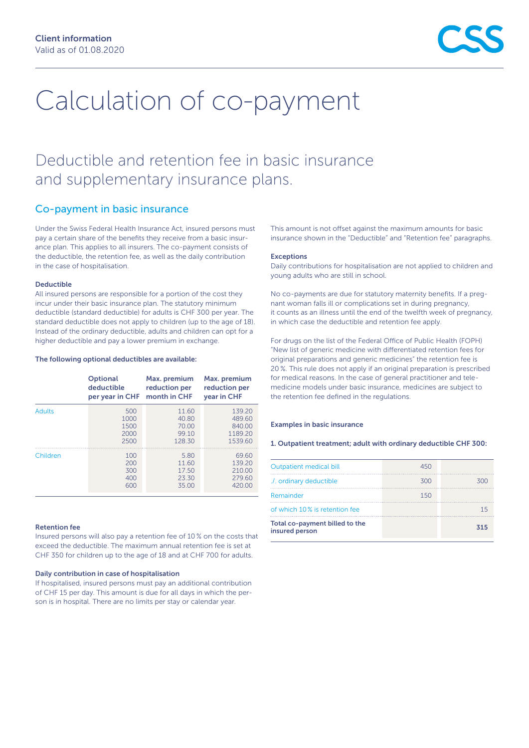Client information
Valid as of 01.08.2020

# Calculation of co-payment

## Deductible and retention fee in basic insurance and supplementary insurance plans.

### Co-payment in basic insurance

Under the Swiss Federal Health Insurance Act, insured persons must pay a certain share of the benefits they receive from a basic insurance plan. This applies to all insurers. The co-payment consists of the deductible, the retention fee, as well as the daily contribution in the case of hospitalisation.

**Deductible**

All insured persons are responsible for a portion of the cost they incur under their basic insurance plan. The statutory minimum deductible (standard deductible) for adults is CHF 300 per year. The standard deductible does not apply to children (up to the age of 18). Instead of the ordinary deductible, adults and children can opt for a higher deductible and pay a lower premium in exchange.

**The following optional deductibles are available:**

| | Optional deductible per year in CHF | Max. premium reduction per month in CHF | Max. premium reduction per year in CHF |
|---|---|---|---|
| Adults | 500 | 11.60 | 139.20 |
| | 1000 | 40.80 | 489.60 |
| | 1500 | 70.00 | 840.00 |
| | 2000 | 99.10 | 1189.20 |
| | 2500 | 128.30 | 1539.60 |
| Children | 100 | 5.80 | 69.60 |
| | 200 | 11.60 | 139.20 |
| | 300 | 17.50 | 210.00 |
| | 400 | 23.30 | 279.60 |
| | 600 | 35.00 | 420.00 |

**Retention fee**

Insured persons will also pay a retention fee of 10 % on the costs that exceed the deductible. The maximum annual retention fee is set at CHF 350 for children up to the age of 18 and at CHF 700 for adults.

**Daily contribution in case of hospitalisation**

If hospitalised, insured persons must pay an additional contribution of CHF 15 per day. This amount is due for all days in which the person is in hospital. There are no limits per stay or calendar year.

This amount is not offset against the maximum amounts for basic insurance shown in the "Deductible" and "Retention fee" paragraphs.

**Exceptions**

Daily contributions for hospitalisation are not applied to children and young adults who are still in school.

No co-payments are due for statutory maternity benefits. If a pregnant woman falls ill or complications set in during pregnancy, it counts as an illness until the end of the twelfth week of pregnancy, in which case the deductible and retention fee apply.

For drugs on the list of the Federal Office of Public Health (FOPH) "New list of generic medicine with differentiated retention fees for original preparations and generic medicines" the retention fee is 20 %. This rule does not apply if an original preparation is prescribed for medical reasons. In the case of general practitioner and telemedicine models under basic insurance, medicines are subject to the retention fee defined in the regulations.

**Examples in basic insurance**

**1. Outpatient treatment; adult with ordinary deductible CHF 300:**

| | | |
|---|---|---|
| Outpatient medical bill | 450 | |
| ./. ordinary deductible | 300 | 300 |
| Remainder | 150 | |
| of which 10 % is retention fee | | 15 |
| **Total co-payment billed to the insured person** | | **315** |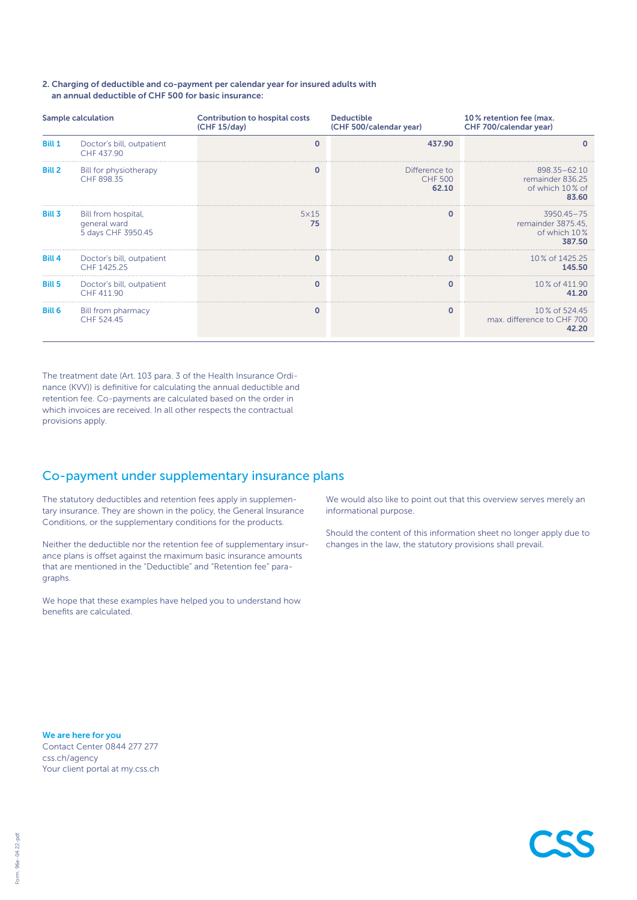**2. Charging of deductible and co-payment per calendar year for insured adults with an annual deductible of CHF 500 for basic insurance:**

| Sample calculation | | Contribution to hospital costs (CHF 15/day) | Deductible (CHF 500/calendar year) | 10 % retention fee (max. CHF 700/calendar year) |
|---|---|---|---|---|
| **Bill 1** | Doctor's bill, outpatient CHF 437.90 | **0** | **437.90** | **0** |
| **Bill 2** | Bill for physiotherapy CHF 898.35 | **0** | Difference to CHF 500 **62.10** | 898.35 – 62.10 remainder 836.25 of which 10 % of **83.60** |
| **Bill 3** | Bill from hospital, general ward 5 days CHF 3950.45 | 5×15 **75** | **0** | 3950.45 – 75 remainder 3875.45, of which 10 % **387.50** |
| **Bill 4** | Doctor's bill, outpatient CHF 1425.25 | **0** | **0** | 10 % of 1425.25 **145.50** |
| **Bill 5** | Doctor's bill, outpatient CHF 411.90 | **0** | **0** | 10 % of 411.90 **41.20** |
| **Bill 6** | Bill from pharmacy CHF 524.45 | **0** | **0** | 10 % of 524.45 max. difference to CHF 700 **42.20** |

The treatment date (Art. 103 para. 3 of the Health Insurance Ordinance (KVV)) is definitive for calculating the annual deductible and retention fee. Co-payments are calculated based on the order in which invoices are received. In all other respects the contractual provisions apply.

## Co-payment under supplementary insurance plans

The statutory deductibles and retention fees apply in supplementary insurance. They are shown in the policy, the General Insurance Conditions, or the supplementary conditions for the products.

Neither the deductible nor the retention fee of supplementary insurance plans is offset against the maximum basic insurance amounts that are mentioned in the "Deductible" and "Retention fee" paragraphs.

We hope that these examples have helped you to understand how benefits are calculated.

We would also like to point out that this overview serves merely an informational purpose.

Should the content of this information sheet no longer apply due to changes in the law, the statutory provisions shall prevail.

**We are here for you**
Contact Center 0844 277 277
css.ch/agency
Your client portal at my.css.ch

CSS

Form. 96e-04.22-pdf